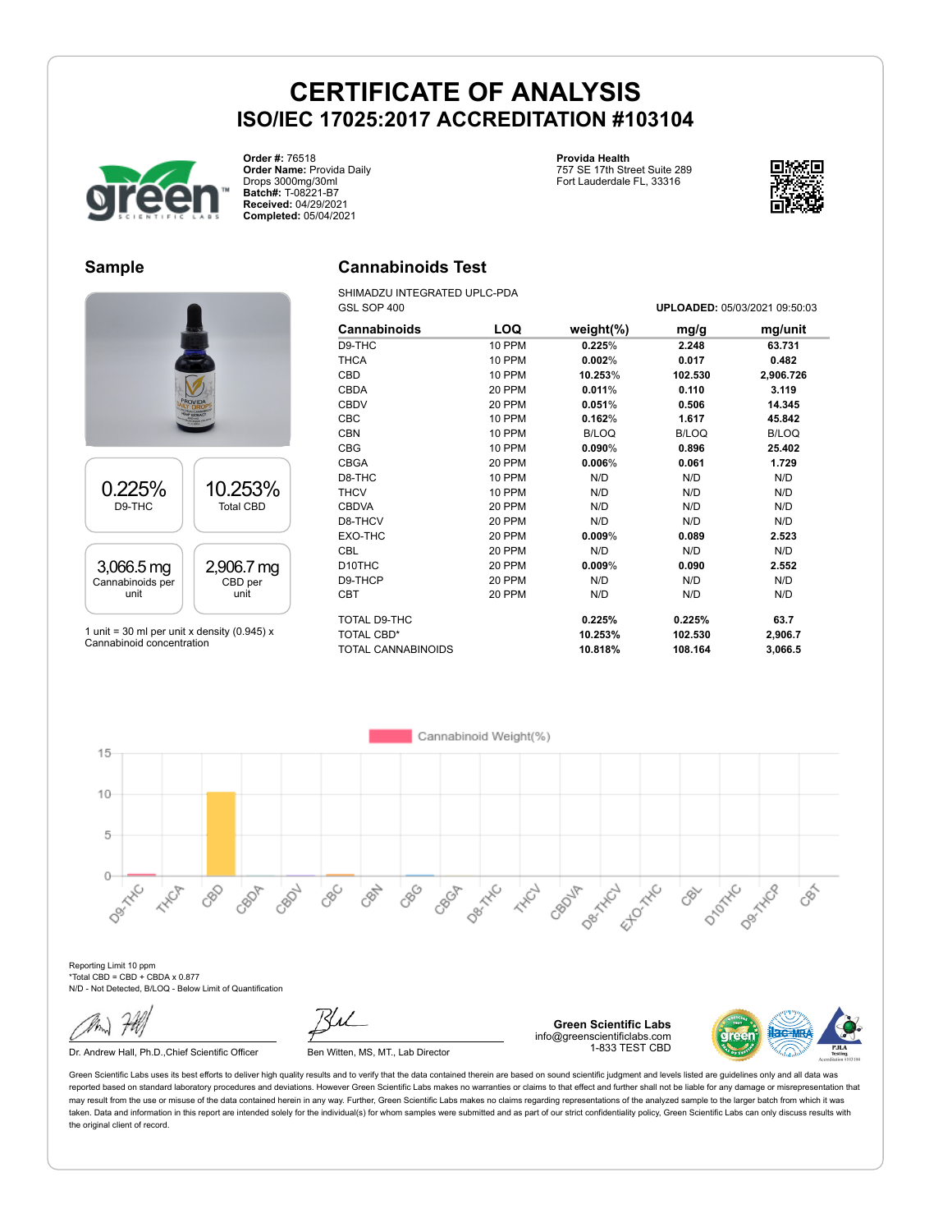# CERTIFICATE OF ANALYSIS

## ISO/IEC 17025:2017 ACCREDITATION #103104

**Order #:** 76518
**Order Name:** Provida Daily Drops 3000mg/30ml
**Batch#:** T-08221-B7
**Received:** 04/29/2021
**Completed:** 05/04/2021

**Provida Health**
757 SE 17th Street Suite 289
Fort Lauderdale FL, 33316

## Sample

| 0.225% | 10.253% |
| --- | --- |
| D9-THC | Total CBD |

| 3,066.5 mg | 2,906.7 mg |
| --- | --- |
| Cannabinoids per unit | CBD per unit |

1 unit = 30 ml per unit x density (0.945) x Cannabinoid concentration

## Cannabinoids Test

SHIMADZU INTEGRATED UPLC-PDA
GSL SOP 400

**UPLOADED:** 05/03/2021 09:50:03

| Cannabinoids | LOQ | weight(%) | mg/g | mg/unit |
| --- | --- | --- | --- | --- |
| D9-THC | 10 PPM | 0.225% | 2.248 | 63.731 |
| THCA | 10 PPM | 0.002% | 0.017 | 0.482 |
| CBD | 10 PPM | 10.253% | 102.530 | 2,906.726 |
| CBDA | 20 PPM | 0.011% | 0.110 | 3.119 |
| CBDV | 20 PPM | 0.051% | 0.506 | 14.345 |
| CBC | 10 PPM | 0.162% | 1.617 | 45.842 |
| CBN | 10 PPM | B/LOQ | B/LOQ | B/LOQ |
| CBG | 10 PPM | 0.090% | 0.896 | 25.402 |
| CBGA | 20 PPM | 0.006% | 0.061 | 1.729 |
| D8-THC | 10 PPM | N/D | N/D | N/D |
| THCV | 10 PPM | N/D | N/D | N/D |
| CBDVA | 20 PPM | N/D | N/D | N/D |
| D8-THCV | 20 PPM | N/D | N/D | N/D |
| EXO-THC | 20 PPM | 0.009% | 0.089 | 2.523 |
| CBL | 20 PPM | N/D | N/D | N/D |
| D10THC | 20 PPM | 0.009% | 0.090 | 2.552 |
| D9-THCP | 20 PPM | N/D | N/D | N/D |
| CBT | 20 PPM | N/D | N/D | N/D |
| TOTAL D9-THC | | 0.225% | 0.225% | 63.7 |
| TOTAL CBD* | | 10.253% | 102.530 | 2,906.7 |
| TOTAL CANNABINOIDS | | 10.818% | 108.164 | 3,066.5 |

Cannabinoid Weight(%)

Reporting Limit 10 ppm
*Total CBD = CBD + CBDA x 0.877
N/D - Not Detected, B/LOQ - Below Limit of Quantification

Dr. Andrew Hall, Ph.D.,Chief Scientific Officer

Ben Witten, MS, MT., Lab Director

**Green Scientific Labs**
info@greenscientificlabs.com
1-833 TEST CBD

Green Scientific Labs uses its best efforts to deliver high quality results and to verify that the data contained therein are based on sound scientific judgment and levels listed are guidelines only and all data was reported based on standard laboratory procedures and deviations. However Green Scientific Labs makes no warranties or claims to that effect and further shall not be liable for any damage or misrepresentation that may result from the use or misuse of the data contained herein in any way. Further, Green Scientific Labs makes no claims regarding representations of the analyzed sample to the larger batch from which it was taken. Data and information in this report are intended solely for the individual(s) for whom samples were submitted and as part of our strict confidentiality policy, Green Scientific Labs can only discuss results with the original client of record.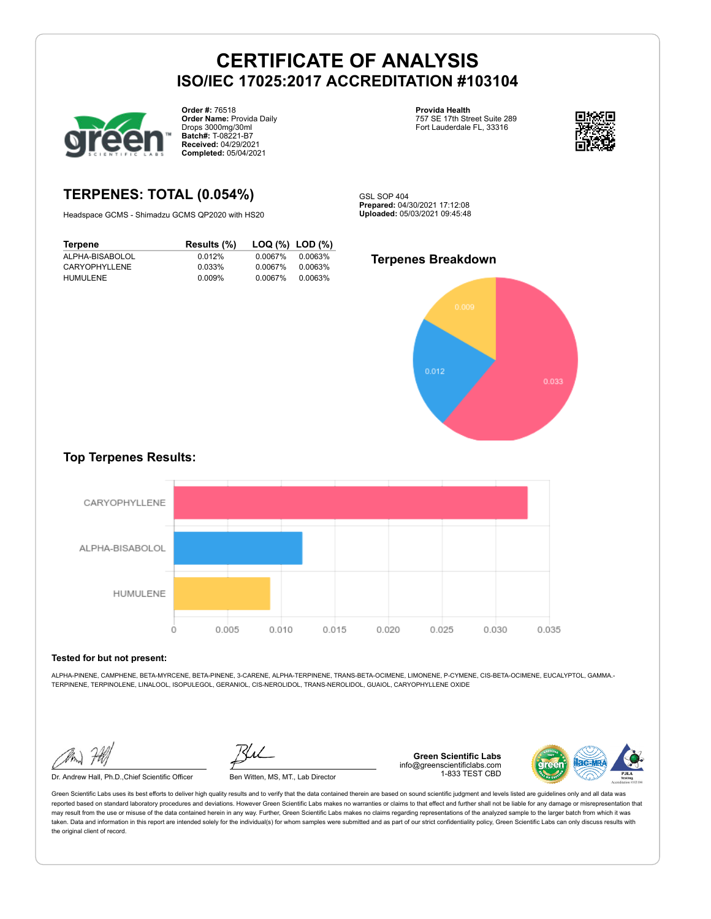# CERTIFICATE OF ANALYSIS
## ISO/IEC 17025:2017 ACCREDITATION #103104

**Order #:** 76518
**Order Name:** Provida Daily Drops 3000mg/30ml
**Batch#:** T-08221-B7
**Received:** 04/29/2021
**Completed:** 05/04/2021

**Provida Health**
757 SE 17th Street Suite 289
Fort Lauderdale FL, 33316

## TERPENES: TOTAL (0.054%)

Headspace GCMS - Shimadzu GCMS QP2020 with HS20

GSL SOP 404
**Prepared:** 04/30/2021 17:12:08
**Uploaded:** 05/03/2021 09:45:48

| Terpene | Results (%) | LOQ (%) | LOD (%) |
|---|---|---|---|
| ALPHA-BISABOLOL | 0.012% | 0.0067% | 0.0063% |
| CARYOPHYLLENE | 0.033% | 0.0067% | 0.0063% |
| HUMULENE | 0.009% | 0.0067% | 0.0063% |

### Terpenes Breakdown

### Top Terpenes Results:

**Tested for but not present:**

ALPHA-PINENE, CAMPHENE, BETA-MYRCENE, BETA-PINENE, 3-CARENE, ALPHA-TERPINENE, TRANS-BETA-OCIMENE, LIMONENE, P-CYMENE, CIS-BETA-OCIMENE, EUCALYPTOL, GAMMA.-TERPINENE, TERPINOLENE, LINALOOL, ISOPULEGOL, GERANIOL, CIS-NEROLIDOL, TRANS-NEROLIDOL, GUAIOL, CARYOPHYLLENE OXIDE

Dr. Andrew Hall, Ph.D.,Chief Scientific Officer

Ben Witten, MS, MT., Lab Director

**Green Scientific Labs**
info@greenscientificlabs.com
1-833 TEST CBD

Green Scientific Labs uses its best efforts to deliver high quality results and to verify that the data contained therein are based on sound scientific judgment and levels listed are guidelines only and all data was reported based on standard laboratory procedures and deviations. However Green Scientific Labs makes no warranties or claims to that effect and further shall not be liable for any damage or misrepresentation that may result from the use or misuse of the data contained herein in any way. Further, Green Scientific Labs makes no claims regarding representations of the analyzed sample to the larger batch from which it was taken. Data and information in this report are intended solely for the individual(s) for whom samples were submitted and as part of our strict confidentiality policy, Green Scientific Labs can only discuss results with the original client of record.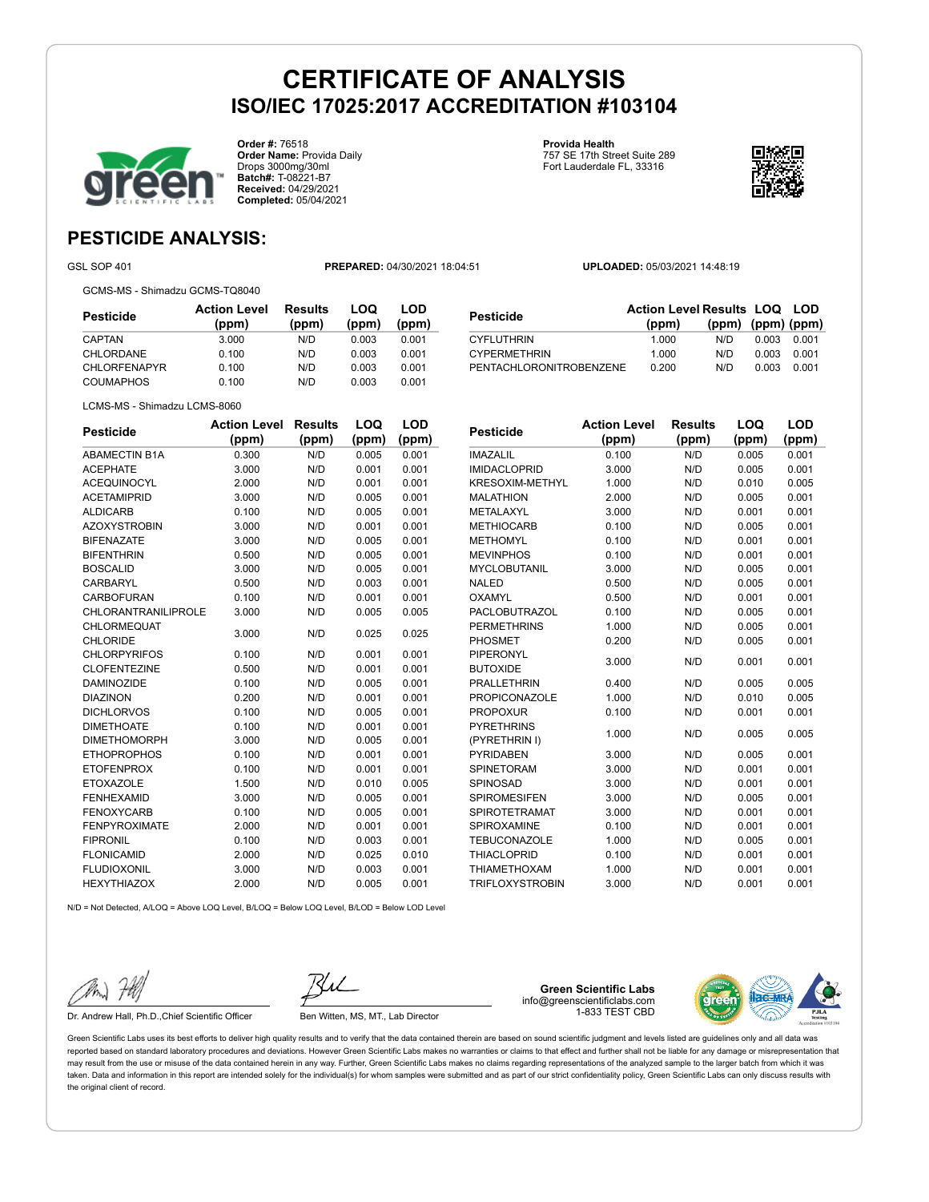# CERTIFICATE OF ANALYSIS
## ISO/IEC 17025:2017 ACCREDITATION #103104

**Order #:** 76518
**Order Name:** Provida Daily Drops 3000mg/30ml
**Batch#:** T-08221-B7
**Received:** 04/29/2021
**Completed:** 05/04/2021

**Provida Health**
757 SE 17th Street Suite 289
Fort Lauderdale FL, 33316

## PESTICIDE ANALYSIS:

GSL SOP 401 | **PREPARED:** 04/30/2021 18:04:51 | **UPLOADED:** 05/03/2021 14:48:19

GCMS-MS - Shimadzu GCMS-TQ8040

| Pesticide | Action Level (ppm) | Results (ppm) | LOQ (ppm) | LOD (ppm) |
|---|---|---|---|---|
| CAPTAN | 3.000 | N/D | 0.003 | 0.001 |
| CHLORDANE | 0.100 | N/D | 0.003 | 0.001 |
| CHLORFENAPYR | 0.100 | N/D | 0.003 | 0.001 |
| COUMAPHOS | 0.100 | N/D | 0.003 | 0.001 |
| CYFLUTHRIN | 1.000 | N/D | 0.003 | 0.001 |
| CYPERMETHRIN | 1.000 | N/D | 0.003 | 0.001 |
| PENTACHLORONITROBENZENE | 0.200 | N/D | 0.003 | 0.001 |

LCMS-MS - Shimadzu LCMS-8060

| Pesticide | Action Level (ppm) | Results (ppm) | LOQ (ppm) | LOD (ppm) |
|---|---|---|---|---|
| ABAMECTIN B1A | 0.300 | N/D | 0.005 | 0.001 |
| ACEPHATE | 3.000 | N/D | 0.001 | 0.001 |
| ACEQUINOCYL | 2.000 | N/D | 0.001 | 0.001 |
| ACETAMIPRID | 3.000 | N/D | 0.005 | 0.001 |
| ALDICARB | 0.100 | N/D | 0.005 | 0.001 |
| AZOXYSTROBIN | 3.000 | N/D | 0.001 | 0.001 |
| BIFENAZATE | 3.000 | N/D | 0.005 | 0.001 |
| BIFENTHRIN | 0.500 | N/D | 0.005 | 0.001 |
| BOSCALID | 3.000 | N/D | 0.005 | 0.001 |
| CARBARYL | 0.500 | N/D | 0.003 | 0.001 |
| CARBOFURAN | 0.100 | N/D | 0.001 | 0.001 |
| CHLORANTRANILIPROLE | 3.000 | N/D | 0.005 | 0.005 |
| CHLORMEQUAT CHLORIDE | 3.000 | N/D | 0.025 | 0.025 |
| CHLORPYRIFOS | 0.100 | N/D | 0.001 | 0.001 |
| CLOFENTEZINE | 0.500 | N/D | 0.001 | 0.001 |
| DAMINOZIDE | 0.100 | N/D | 0.005 | 0.001 |
| DIAZINON | 0.200 | N/D | 0.001 | 0.001 |
| DICHLORVOS | 0.100 | N/D | 0.005 | 0.001 |
| DIMETHOATE | 0.100 | N/D | 0.001 | 0.001 |
| DIMETHOMORPH | 3.000 | N/D | 0.005 | 0.001 |
| ETHOPROPHOS | 0.100 | N/D | 0.001 | 0.001 |
| ETOFENPROX | 0.100 | N/D | 0.001 | 0.001 |
| ETOXAZOLE | 1.500 | N/D | 0.010 | 0.005 |
| FENHEXAMID | 3.000 | N/D | 0.005 | 0.001 |
| FENOXYCARB | 0.100 | N/D | 0.005 | 0.001 |
| FENPYROXIMATE | 2.000 | N/D | 0.001 | 0.001 |
| FIPRONIL | 0.100 | N/D | 0.003 | 0.001 |
| FLONICAMID | 2.000 | N/D | 0.025 | 0.010 |
| FLUDIOXONIL | 3.000 | N/D | 0.003 | 0.001 |
| HEXYTHIAZOX | 2.000 | N/D | 0.005 | 0.001 |
| IMAZALIL | 0.100 | N/D | 0.005 | 0.001 |
| IMIDACLOPRID | 3.000 | N/D | 0.005 | 0.001 |
| KRESOXIM-METHYL | 1.000 | N/D | 0.010 | 0.005 |
| MALATHION | 2.000 | N/D | 0.005 | 0.001 |
| METALAXYL | 3.000 | N/D | 0.001 | 0.001 |
| METHIOCARB | 0.100 | N/D | 0.005 | 0.001 |
| METHOMYL | 0.100 | N/D | 0.001 | 0.001 |
| MEVINPHOS | 0.100 | N/D | 0.001 | 0.001 |
| MYCLOBUTANIL | 3.000 | N/D | 0.005 | 0.001 |
| NALED | 0.500 | N/D | 0.005 | 0.001 |
| OXAMYL | 0.500 | N/D | 0.001 | 0.001 |
| PACLOBUTRAZOL | 0.100 | N/D | 0.005 | 0.001 |
| PERMETHRINS | 1.000 | N/D | 0.005 | 0.001 |
| PHOSMET | 0.200 | N/D | 0.005 | 0.001 |
| PIPERONYL BUTOXIDE | 3.000 | N/D | 0.001 | 0.001 |
| PRALLETHRIN | 0.400 | N/D | 0.005 | 0.005 |
| PROPICONAZOLE | 1.000 | N/D | 0.010 | 0.005 |
| PROPOXUR | 0.100 | N/D | 0.001 | 0.001 |
| PYRETHRINS (PYRETHRIN I) | 1.000 | N/D | 0.005 | 0.005 |
| PYRIDABEN | 3.000 | N/D | 0.005 | 0.001 |
| SPINETORAM | 3.000 | N/D | 0.001 | 0.001 |
| SPINOSAD | 3.000 | N/D | 0.001 | 0.001 |
| SPIROMESIFEN | 3.000 | N/D | 0.005 | 0.001 |
| SPIROTETRAMAT | 3.000 | N/D | 0.001 | 0.001 |
| SPIROXAMINE | 0.100 | N/D | 0.001 | 0.001 |
| TEBUCONAZOLE | 1.000 | N/D | 0.005 | 0.001 |
| THIACLOPRID | 0.100 | N/D | 0.001 | 0.001 |
| THIAMETHOXAM | 1.000 | N/D | 0.001 | 0.001 |
| TRIFLOXYSTROBIN | 3.000 | N/D | 0.001 | 0.001 |

N/D = Not Detected, A/LOQ = Above LOQ Level, B/LOQ = Below LOQ Level, B/LOD = Below LOD Level

Dr. Andrew Hall, Ph.D.,Chief Scientific Officer

Ben Witten, MS, MT., Lab Director

**Green Scientific Labs**
info@greenscientificlabs.com
1-833 TEST CBD

Green Scientific Labs uses its best efforts to deliver high quality results and to verify that the data contained therein are based on sound scientific judgment and levels listed are guidelines only and all data was reported based on standard laboratory procedures and deviations. However Green Scientific Labs makes no warranties or claims to that effect and further shall not be liable for any damage or misrepresentation that may result from the use or misuse of the data contained herein in any way. Further, Green Scientific Labs makes no claims regarding representations of the analyzed sample to the larger batch from which it was taken. Data and information in this report are intended solely for the individual(s) for whom samples were submitted and as part of our strict confidentiality policy, Green Scientific Labs can only discuss results with the original client of record.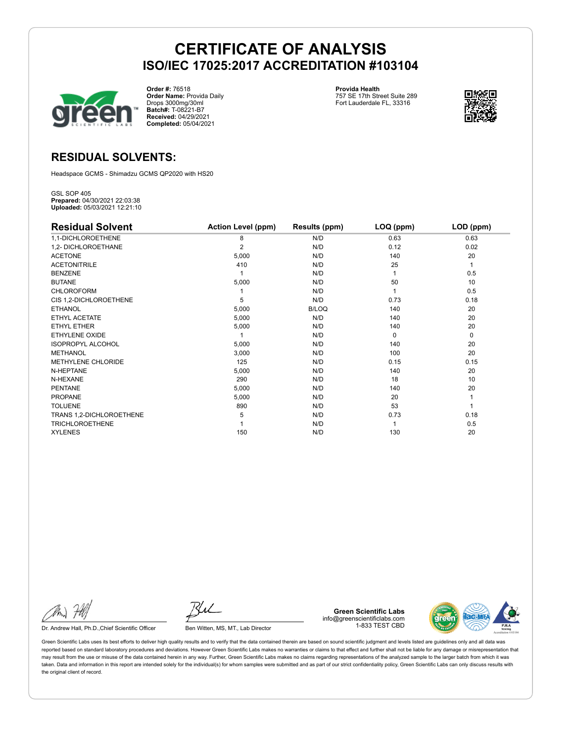# CERTIFICATE OF ANALYSIS
## ISO/IEC 17025:2017 ACCREDITATION #103104

**Order #:** 76518
**Order Name:** Provida Daily Drops 3000mg/30ml
**Batch#:** T-08221-B7
**Received:** 04/29/2021
**Completed:** 05/04/2021

**Provida Health**
757 SE 17th Street Suite 289
Fort Lauderdale FL, 33316

## RESIDUAL SOLVENTS:

Headspace GCMS - Shimadzu GCMS QP2020 with HS20

GSL SOP 405
**Prepared:** 04/30/2021 22:03:38
**Uploaded:** 05/03/2021 12:21:10

| Residual Solvent | Action Level (ppm) | Results (ppm) | LOQ (ppm) | LOD (ppm) |
|---|---|---|---|---|
| 1,1-DICHLOROETHENE | 8 | N/D | 0.63 | 0.63 |
| 1,2- DICHLOROETHANE | 2 | N/D | 0.12 | 0.02 |
| ACETONE | 5,000 | N/D | 140 | 20 |
| ACETONITRILE | 410 | N/D | 25 | 1 |
| BENZENE | 1 | N/D | 1 | 0.5 |
| BUTANE | 5,000 | N/D | 50 | 10 |
| CHLOROFORM | 1 | N/D | 1 | 0.5 |
| CIS 1,2-DICHLOROETHENE | 5 | N/D | 0.73 | 0.18 |
| ETHANOL | 5,000 | B/LOQ | 140 | 20 |
| ETHYL ACETATE | 5,000 | N/D | 140 | 20 |
| ETHYL ETHER | 5,000 | N/D | 140 | 20 |
| ETHYLENE OXIDE | 1 | N/D | 0 | 0 |
| ISOPROPYL ALCOHOL | 5,000 | N/D | 140 | 20 |
| METHANOL | 3,000 | N/D | 100 | 20 |
| METHYLENE CHLORIDE | 125 | N/D | 0.15 | 0.15 |
| N-HEPTANE | 5,000 | N/D | 140 | 20 |
| N-HEXANE | 290 | N/D | 18 | 10 |
| PENTANE | 5,000 | N/D | 140 | 20 |
| PROPANE | 5,000 | N/D | 20 | 1 |
| TOLUENE | 890 | N/D | 53 | 1 |
| TRANS 1,2-DICHLOROETHENE | 5 | N/D | 0.73 | 0.18 |
| TRICHLOROETHENE | 1 | N/D | 1 | 0.5 |
| XYLENES | 150 | N/D | 130 | 20 |

Dr. Andrew Hall, Ph.D.,Chief Scientific Officer

Ben Witten, MS, MT., Lab Director

**Green Scientific Labs**
info@greenscientificlabs.com
1-833 TEST CBD

Green Scientific Labs uses its best efforts to deliver high quality results and to verify that the data contained therein are based on sound scientific judgment and levels listed are guidelines only and all data was reported based on standard laboratory procedures and deviations. However Green Scientific Labs makes no warranties or claims to that effect and further shall not be liable for any damage or misrepresentation that may result from the use or misuse of the data contained herein in any way. Further, Green Scientific Labs makes no claims regarding representations of the analyzed sample to the larger batch from which it was taken. Data and information in this report are intended solely for the individual(s) for whom samples were submitted and as part of our strict confidentiality policy, Green Scientific Labs can only discuss results with the original client of record.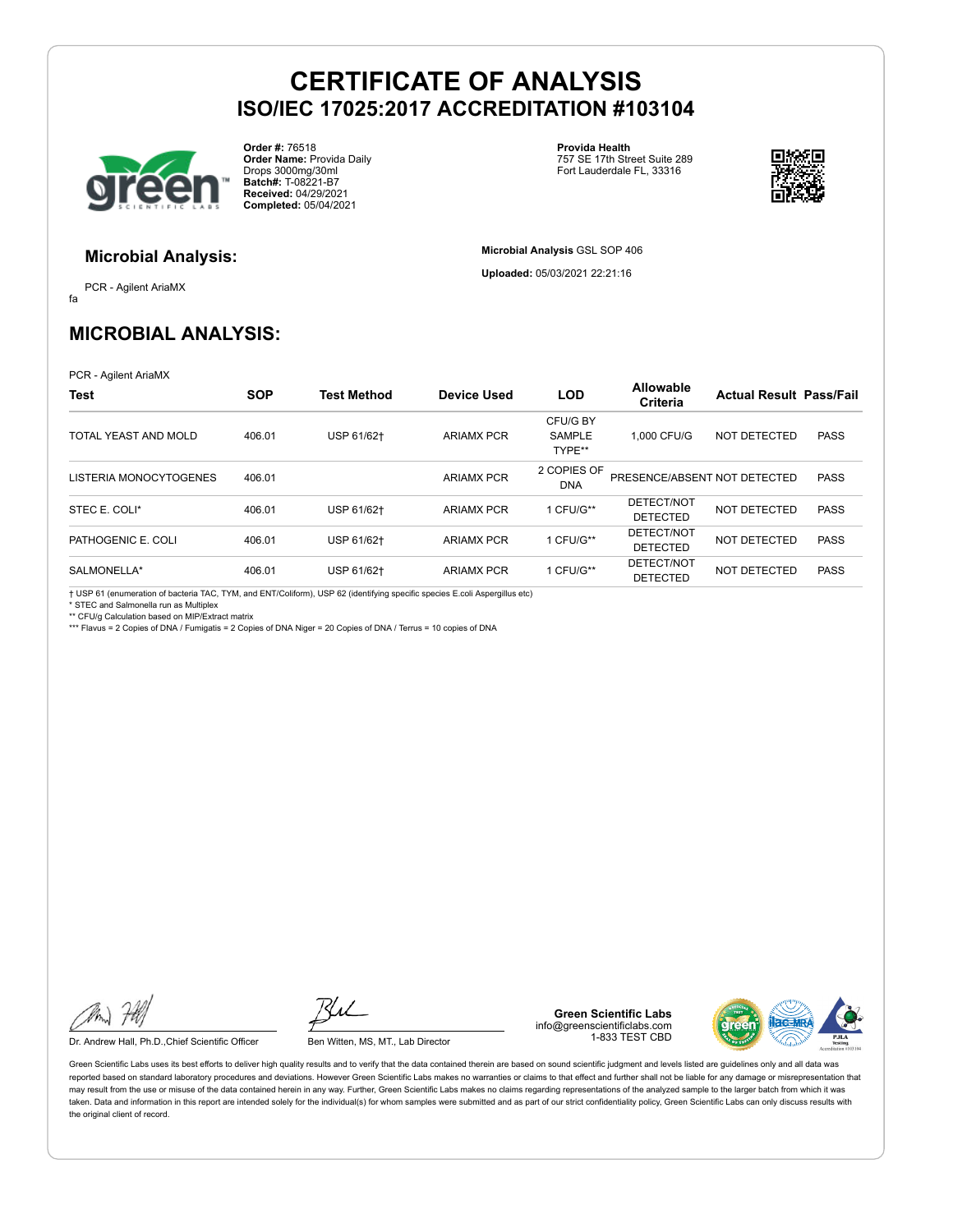# CERTIFICATE OF ANALYSIS
## ISO/IEC 17025:2017 ACCREDITATION #103104

**Order #:** 76518
**Order Name:** Provida Daily Drops 3000mg/30ml
**Batch#:** T-08221-B7
**Received:** 04/29/2021
**Completed:** 05/04/2021

**Provida Health**
757 SE 17th Street Suite 289
Fort Lauderdale FL, 33316

### Microbial Analysis:

PCR - Agilent AriaMX

fa

**Microbial Analysis** GSL SOP 406

**Uploaded:** 05/03/2021 22:21:16

## MICROBIAL ANALYSIS:

PCR - Agilent AriaMX

| Test | SOP | Test Method | Device Used | LOD | Allowable Criteria | Actual Result | Pass/Fail |
|---|---|---|---|---|---|---|---|
| TOTAL YEAST AND MOLD | 406.01 | USP 61/62† | ARIAMX PCR | CFU/G BY SAMPLE TYPE** | 1,000 CFU/G | NOT DETECTED | PASS |
| LISTERIA MONOCYTOGENES | 406.01 | | ARIAMX PCR | 2 COPIES OF DNA | PRESENCE/ABSENT | NOT DETECTED | PASS |
| STEC E. COLI* | 406.01 | USP 61/62† | ARIAMX PCR | 1 CFU/G** | DETECT/NOT DETECTED | NOT DETECTED | PASS |
| PATHOGENIC E. COLI | 406.01 | USP 61/62† | ARIAMX PCR | 1 CFU/G** | DETECT/NOT DETECTED | NOT DETECTED | PASS |
| SALMONELLA* | 406.01 | USP 61/62† | ARIAMX PCR | 1 CFU/G** | DETECT/NOT DETECTED | NOT DETECTED | PASS |

† USP 61 (enumeration of bacteria TAC, TYM, and ENT/Coliform), USP 62 (identifying specific species E.coli Aspergillus etc)
* STEC and Salmonella run as Multiplex
** CFU/g Calculation based on MIP/Extract matrix
*** Flavus = 2 Copies of DNA / Fumigatis = 2 Copies of DNA Niger = 20 Copies of DNA / Terrus = 10 copies of DNA

Dr. Andrew Hall, Ph.D.,Chief Scientific Officer

Ben Witten, MS, MT., Lab Director

**Green Scientific Labs**
info@greenscientificlabs.com
1-833 TEST CBD

Green Scientific Labs uses its best efforts to deliver high quality results and to verify that the data contained therein are based on sound scientific judgment and levels listed are guidelines only and all data was reported based on standard laboratory procedures and deviations. However Green Scientific Labs makes no warranties or claims to that effect and further shall not be liable for any damage or misrepresentation that may result from the use or misuse of the data contained herein in any way. Further, Green Scientific Labs makes no claims regarding representations of the analyzed sample to the larger batch from which it was taken. Data and information in this report are intended solely for the individual(s) for whom samples were submitted and as part of our strict confidentiality policy, Green Scientific Labs can only discuss results with the original client of record.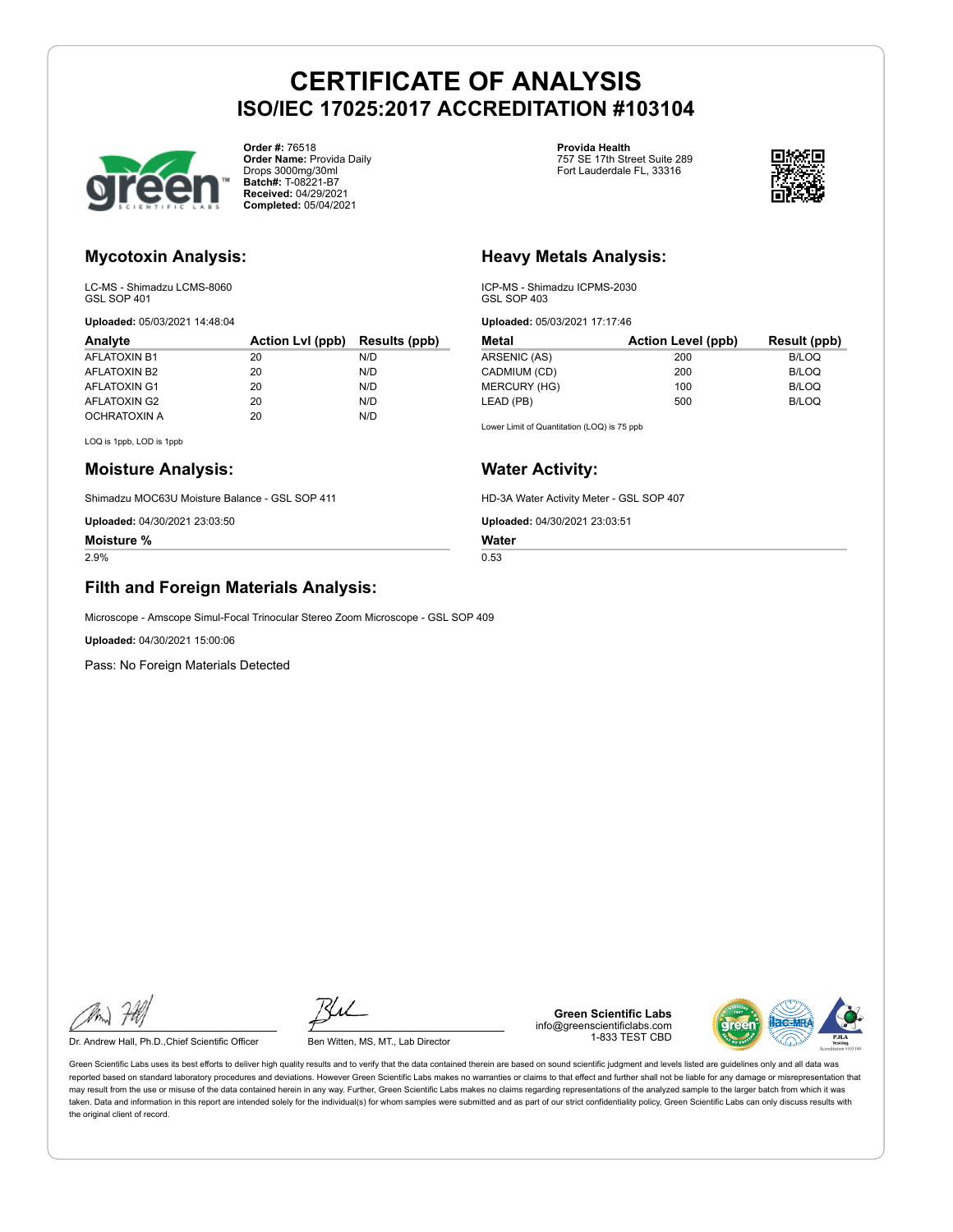# CERTIFICATE OF ANALYSIS

## ISO/IEC 17025:2017 ACCREDITATION #103104

**Order #:** 76518
**Order Name:** Provida Daily Drops 3000mg/30ml
**Batch#:** T-08221-B7
**Received:** 04/29/2021
**Completed:** 05/04/2021

**Provida Health**
757 SE 17th Street Suite 289
Fort Lauderdale FL, 33316

## Mycotoxin Analysis:

LC-MS - Shimadzu LCMS-8060
GSL SOP 401

**Uploaded:** 05/03/2021 14:48:04

| Analyte | Action Lvl (ppb) | Results (ppb) |
|---|---|---|
| AFLATOXIN B1 | 20 | N/D |
| AFLATOXIN B2 | 20 | N/D |
| AFLATOXIN G1 | 20 | N/D |
| AFLATOXIN G2 | 20 | N/D |
| OCHRATOXIN A | 20 | N/D |

LOQ is 1ppb, LOD is 1ppb

## Heavy Metals Analysis:

ICP-MS - Shimadzu ICPMS-2030
GSL SOP 403

**Uploaded:** 05/03/2021 17:17:46

| Metal | Action Level (ppb) | Result (ppb) |
|---|---|---|
| ARSENIC (AS) | 200 | B/LOQ |
| CADMIUM (CD) | 200 | B/LOQ |
| MERCURY (HG) | 100 | B/LOQ |
| LEAD (PB) | 500 | B/LOQ |

Lower Limit of Quantitation (LOQ) is 75 ppb

## Moisture Analysis:

Shimadzu MOC63U Moisture Balance - GSL SOP 411

**Uploaded:** 04/30/2021 23:03:50

| Moisture % |
|---|
| 2.9% |

## Water Activity:

HD-3A Water Activity Meter - GSL SOP 407

**Uploaded:** 04/30/2021 23:03:51

| Water |
|---|
| 0.53 |

## Filth and Foreign Materials Analysis:

Microscope - Amscope Simul-Focal Trinocular Stereo Zoom Microscope - GSL SOP 409

**Uploaded:** 04/30/2021 15:00:06

Pass: No Foreign Materials Detected

Dr. Andrew Hall, Ph.D.,Chief Scientific Officer

Ben Witten, MS, MT., Lab Director

**Green Scientific Labs**
info@greenscientificlabs.com
1-833 TEST CBD

Green Scientific Labs uses its best efforts to deliver high quality results and to verify that the data contained therein are based on sound scientific judgment and levels listed are guidelines only and all data was reported based on standard laboratory procedures and deviations. However Green Scientific Labs makes no warranties or claims to that effect and further shall not be liable for any damage or misrepresentation that may result from the use or misuse of the data contained herein in any way. Further, Green Scientific Labs makes no claims regarding representations of the analyzed sample to the larger batch from which it was taken. Data and information in this report are intended solely for the individual(s) for whom samples were submitted and as part of our strict confidentiality policy, Green Scientific Labs can only discuss results with the original client of record.